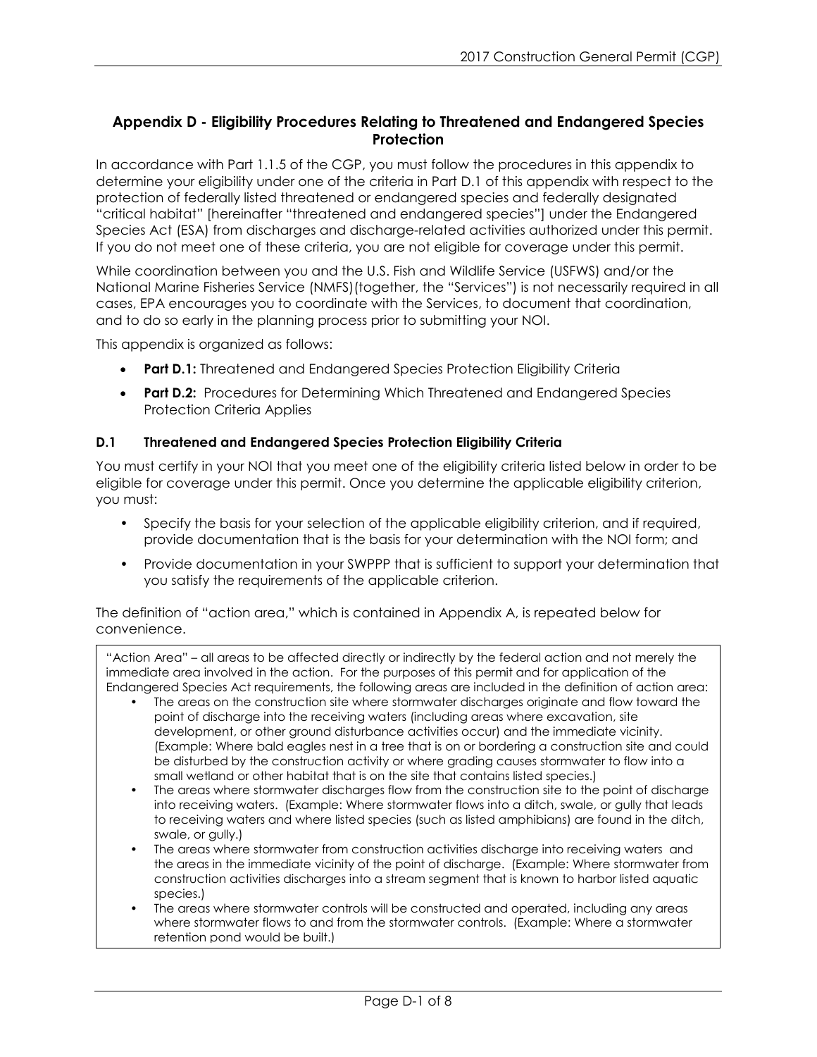## Appendix D - Eligibility Procedures Relating to Threatened and Endangered Species Protection

In accordance with Part 1.1.5 of the CGP, you must follow the procedures in this appendix to determine your eligibility under one of the criteria in Part D.1 of this appendix with respect to the protection of federally listed threatened or endangered species and federally designated "critical habitat" [hereinafter "threatened and endangered species"] under the Endangered Species Act (ESA) from discharges and discharge-related activities authorized under this permit. If you do not meet one of these criteria, you are not eligible for coverage under this permit.

While coordination between you and the U.S. Fish and Wildlife Service (USFWS) and/or the National Marine Fisheries Service (NMFS)(together, the "Services") is not necessarily required in all cases, EPA encourages you to coordinate with the Services, to document that coordination, and to do so early in the planning process prior to submitting your NOI.

This appendix is organized as follows:

- **Part D.1:** Threatened and Endangered Species Protection Eligibility Criteria
- **Part D.2:** Procedures for Determining Which Threatened and Endangered Species Protection Criteria Applies

### D.1 Threatened and Endangered Species Protection Eligibility Criteria

You must certify in your NOI that you meet one of the eligibility criteria listed below in order to be eligible for coverage under this permit. Once you determine the applicable eligibility criterion, you must:

- Specify the basis for your selection of the applicable eligibility criterion, and if required, provide documentation that is the basis for your determination with the NOI form; and
- Provide documentation in your SWPPP that is sufficient to support your determination that you satisfy the requirements of the applicable criterion.

The definition of "action area," which is contained in Appendix A, is repeated below for convenience.

> "Action Area" – all areas to be affected directly or indirectly by the federal action and not merely the immediate area involved in the action. For the purposes of this permit and for application of the Endangered Species Act requirements, the following areas are included in the definition of action area:
>
> - The areas on the construction site where stormwater discharges originate and flow toward the point of discharge into the receiving waters (including areas where excavation, site development, or other ground disturbance activities occur) and the immediate vicinity. (Example: Where bald eagles nest in a tree that is on or bordering a construction site and could be disturbed by the construction activity or where grading causes stormwater to flow into a small wetland or other habitat that is on the site that contains listed species.)
> - The areas where stormwater discharges flow from the construction site to the point of discharge into receiving waters. (Example: Where stormwater flows into a ditch, swale, or gully that leads to receiving waters and where listed species (such as listed amphibians) are found in the ditch, swale, or gully.)
> - The areas where stormwater from construction activities discharge into receiving waters and the areas in the immediate vicinity of the point of discharge. (Example: Where stormwater from construction activities discharges into a stream segment that is known to harbor listed aquatic species.)
> - The areas where stormwater controls will be constructed and operated, including any areas where stormwater flows to and from the stormwater controls. (Example: Where a stormwater retention pond would be built.)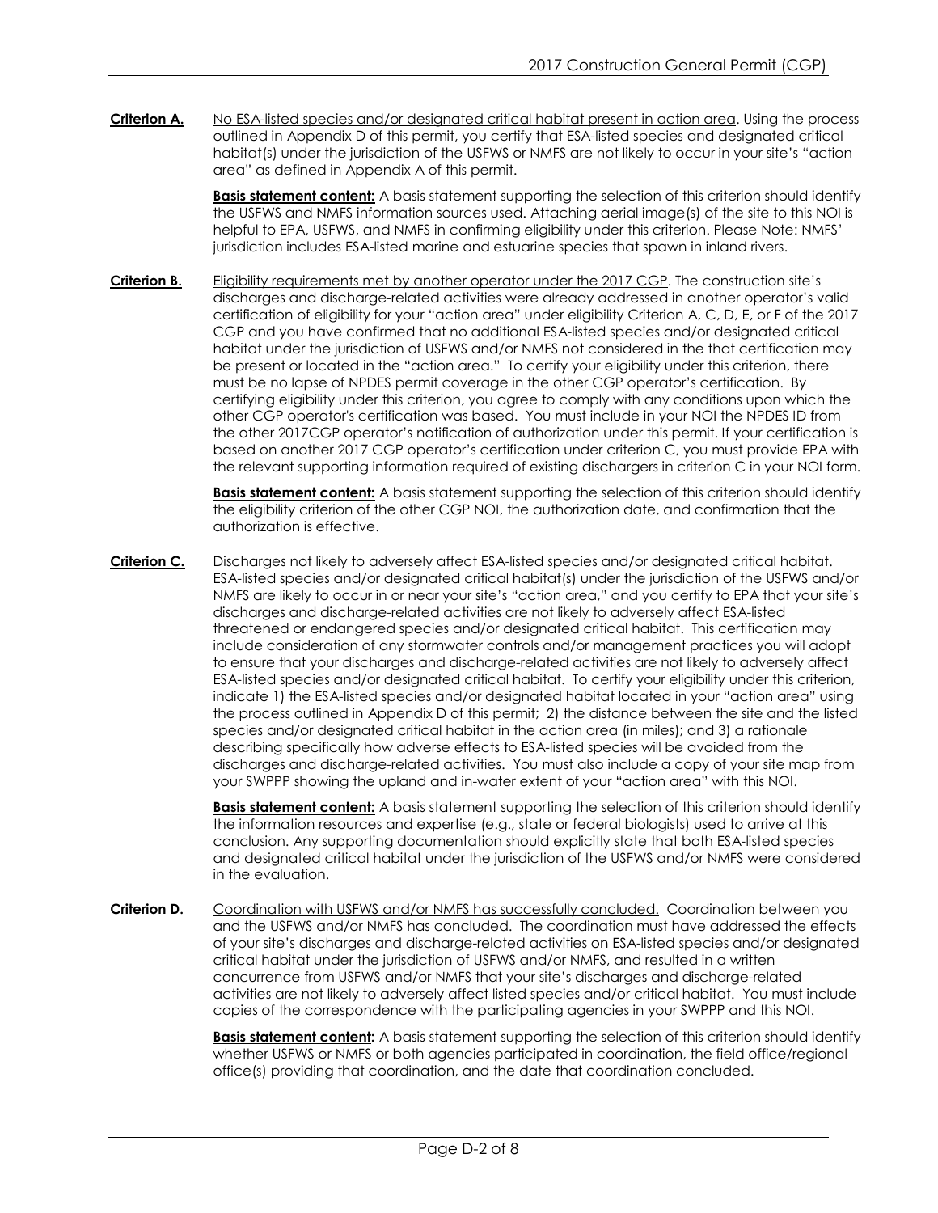**Criterion A.** No ESA-listed species and/or designated critical habitat present in action area. Using the process outlined in Appendix D of this permit, you certify that ESA-listed species and designated critical habitat(s) under the jurisdiction of the USFWS or NMFS are not likely to occur in your site's "action area" as defined in Appendix A of this permit.

**Basis statement content:** A basis statement supporting the selection of this criterion should identify the USFWS and NMFS information sources used. Attaching aerial image(s) of the site to this NOI is helpful to EPA, USFWS, and NMFS in confirming eligibility under this criterion. Please Note: NMFS' jurisdiction includes ESA-listed marine and estuarine species that spawn in inland rivers.

**Criterion B.** Eligibility requirements met by another operator under the 2017 CGP. The construction site's discharges and discharge-related activities were already addressed in another operator's valid certification of eligibility for your "action area" under eligibility Criterion A, C, D, E, or F of the 2017 CGP and you have confirmed that no additional ESA-listed species and/or designated critical habitat under the jurisdiction of USFWS and/or NMFS not considered in the that certification may be present or located in the "action area." To certify your eligibility under this criterion, there must be no lapse of NPDES permit coverage in the other CGP operator's certification. By certifying eligibility under this criterion, you agree to comply with any conditions upon which the other CGP operator's certification was based. You must include in your NOI the NPDES ID from the other 2017CGP operator's notification of authorization under this permit. If your certification is based on another 2017 CGP operator's certification under criterion C, you must provide EPA with the relevant supporting information required of existing dischargers in criterion C in your NOI form.

**Basis statement content:** A basis statement supporting the selection of this criterion should identify the eligibility criterion of the other CGP NOI, the authorization date, and confirmation that the authorization is effective.

**Criterion C.** Discharges not likely to adversely affect ESA-listed species and/or designated critical habitat. ESA-listed species and/or designated critical habitat(s) under the jurisdiction of the USFWS and/or NMFS are likely to occur in or near your site's "action area," and you certify to EPA that your site's discharges and discharge-related activities are not likely to adversely affect ESA-listed threatened or endangered species and/or designated critical habitat. This certification may include consideration of any stormwater controls and/or management practices you will adopt to ensure that your discharges and discharge-related activities are not likely to adversely affect ESA-listed species and/or designated critical habitat. To certify your eligibility under this criterion, indicate 1) the ESA-listed species and/or designated habitat located in your "action area" using the process outlined in Appendix D of this permit; 2) the distance between the site and the listed species and/or designated critical habitat in the action area (in miles); and 3) a rationale describing specifically how adverse effects to ESA-listed species will be avoided from the discharges and discharge-related activities. You must also include a copy of your site map from your SWPPP showing the upland and in-water extent of your "action area" with this NOI.

**Basis statement content:** A basis statement supporting the selection of this criterion should identify the information resources and expertise (e.g., state or federal biologists) used to arrive at this conclusion. Any supporting documentation should explicitly state that both ESA-listed species and designated critical habitat under the jurisdiction of the USFWS and/or NMFS were considered in the evaluation.

**Criterion D.** Coordination with USFWS and/or NMFS has successfully concluded. Coordination between you and the USFWS and/or NMFS has concluded. The coordination must have addressed the effects of your site's discharges and discharge-related activities on ESA-listed species and/or designated critical habitat under the jurisdiction of USFWS and/or NMFS, and resulted in a written concurrence from USFWS and/or NMFS that your site's discharges and discharge-related activities are not likely to adversely affect listed species and/or critical habitat. You must include copies of the correspondence with the participating agencies in your SWPPP and this NOI.

**Basis statement content:** A basis statement supporting the selection of this criterion should identify whether USFWS or NMFS or both agencies participated in coordination, the field office/regional office(s) providing that coordination, and the date that coordination concluded.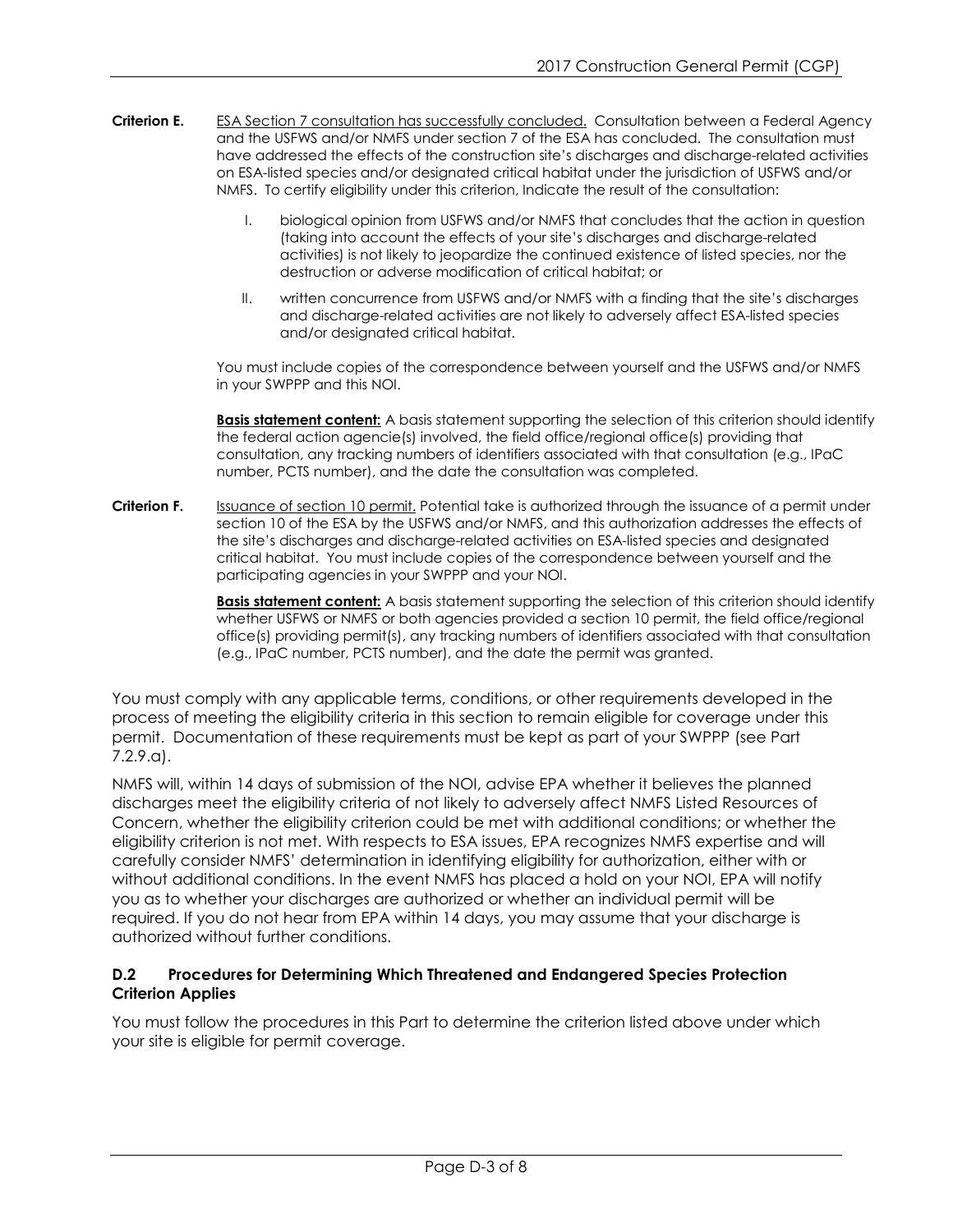**Criterion E.** <u>ESA Section 7 consultation has successfully concluded.</u> Consultation between a Federal Agency and the USFWS and/or NMFS under section 7 of the ESA has concluded. The consultation must have addressed the effects of the construction site's discharges and discharge-related activities on ESA-listed species and/or designated critical habitat under the jurisdiction of USFWS and/or NMFS. To certify eligibility under this criterion, Indicate the result of the consultation:

I. biological opinion from USFWS and/or NMFS that concludes that the action in question (taking into account the effects of your site's discharges and discharge-related activities) is not likely to jeopardize the continued existence of listed species, nor the destruction or adverse modification of critical habitat; or

II. written concurrence from USFWS and/or NMFS with a finding that the site's discharges and discharge-related activities are not likely to adversely affect ESA-listed species and/or designated critical habitat.

You must include copies of the correspondence between yourself and the USFWS and/or NMFS in your SWPPP and this NOI.

**<u>Basis statement content:</u>** A basis statement supporting the selection of this criterion should identify the federal action agencie(s) involved, the field office/regional office(s) providing that consultation, any tracking numbers of identifiers associated with that consultation (e.g., IPaC number, PCTS number), and the date the consultation was completed.

**Criterion F.** <u>Issuance of section 10 permit.</u> Potential take is authorized through the issuance of a permit under section 10 of the ESA by the USFWS and/or NMFS, and this authorization addresses the effects of the site's discharges and discharge-related activities on ESA-listed species and designated critical habitat. You must include copies of the correspondence between yourself and the participating agencies in your SWPPP and your NOI.

**<u>Basis statement content:</u>** A basis statement supporting the selection of this criterion should identify whether USFWS or NMFS or both agencies provided a section 10 permit, the field office/regional office(s) providing permit(s), any tracking numbers of identifiers associated with that consultation (e.g., IPaC number, PCTS number), and the date the permit was granted.

You must comply with any applicable terms, conditions, or other requirements developed in the process of meeting the eligibility criteria in this section to remain eligible for coverage under this permit. Documentation of these requirements must be kept as part of your SWPPP (see Part 7.2.9.a).

NMFS will, within 14 days of submission of the NOI, advise EPA whether it believes the planned discharges meet the eligibility criteria of not likely to adversely affect NMFS Listed Resources of Concern, whether the eligibility criterion could be met with additional conditions; or whether the eligibility criterion is not met. With respects to ESA issues, EPA recognizes NMFS expertise and will carefully consider NMFS' determination in identifying eligibility for authorization, either with or without additional conditions. In the event NMFS has placed a hold on your NOI, EPA will notify you as to whether your discharges are authorized or whether an individual permit will be required. If you do not hear from EPA within 14 days, you may assume that your discharge is authorized without further conditions.

### D.2 Procedures for Determining Which Threatened and Endangered Species Protection Criterion Applies

You must follow the procedures in this Part to determine the criterion listed above under which your site is eligible for permit coverage.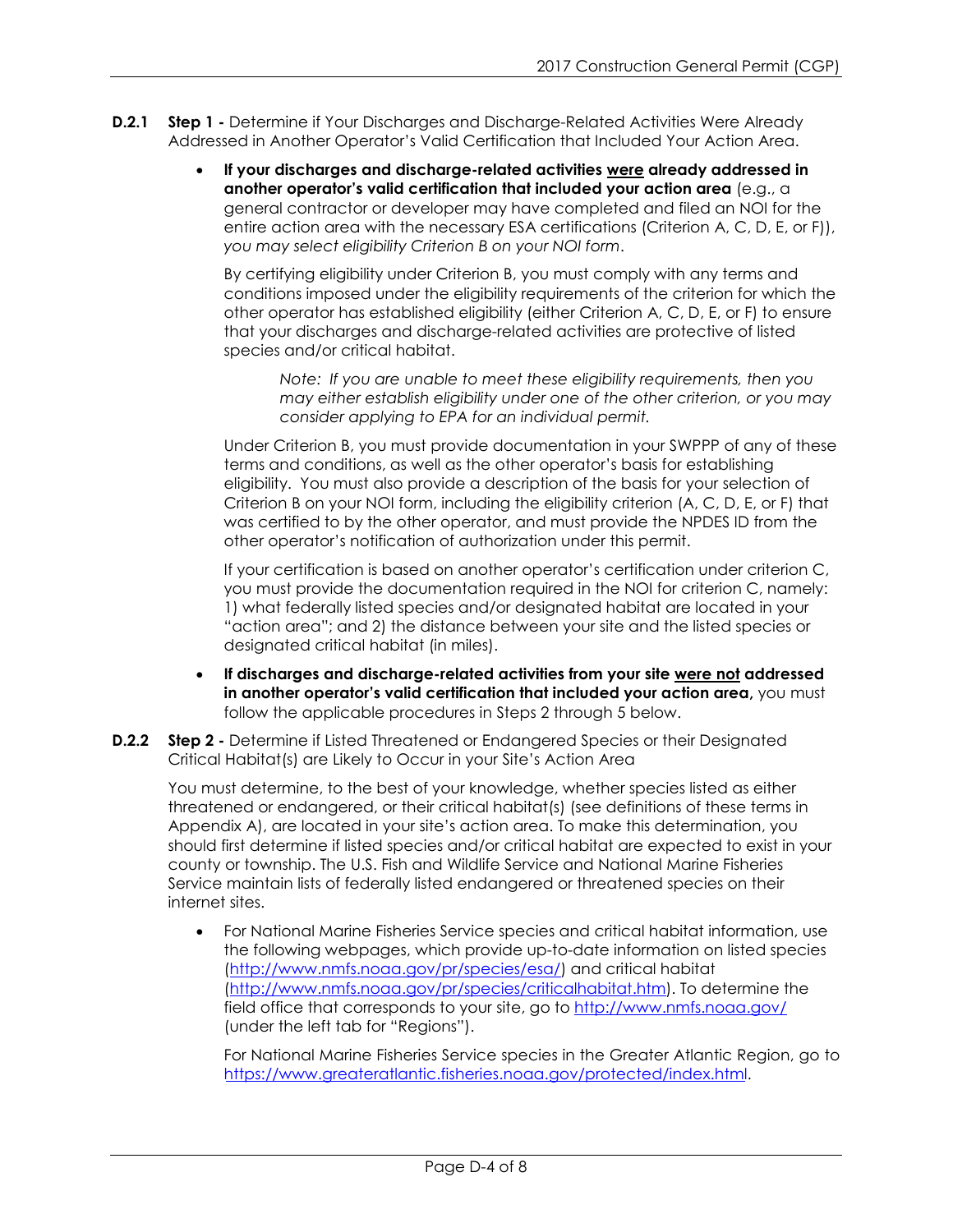**D.2.1 Step 1 -** Determine if Your Discharges and Discharge-Related Activities Were Already Addressed in Another Operator's Valid Certification that Included Your Action Area.

- **If your discharges and discharge-related activities were already addressed in another operator's valid certification that included your action area** (e.g., a general contractor or developer may have completed and filed an NOI for the entire action area with the necessary ESA certifications (Criterion A, C, D, E, or F)), *you may select eligibility Criterion B on your NOI form*.

  By certifying eligibility under Criterion B, you must comply with any terms and conditions imposed under the eligibility requirements of the criterion for which the other operator has established eligibility (either Criterion A, C, D, E, or F) to ensure that your discharges and discharge-related activities are protective of listed species and/or critical habitat.

  > *Note: If you are unable to meet these eligibility requirements, then you may either establish eligibility under one of the other criterion, or you may consider applying to EPA for an individual permit.*

  Under Criterion B, you must provide documentation in your SWPPP of any of these terms and conditions, as well as the other operator's basis for establishing eligibility. You must also provide a description of the basis for your selection of Criterion B on your NOI form, including the eligibility criterion (A, C, D, E, or F) that was certified to by the other operator, and must provide the NPDES ID from the other operator's notification of authorization under this permit.

  If your certification is based on another operator's certification under criterion C, you must provide the documentation required in the NOI for criterion C, namely: 1) what federally listed species and/or designated habitat are located in your "action area"; and 2) the distance between your site and the listed species or designated critical habitat (in miles).

- **If discharges and discharge-related activities from your site were not addressed in another operator's valid certification that included your action area,** you must follow the applicable procedures in Steps 2 through 5 below.

**D.2.2 Step 2 -** Determine if Listed Threatened or Endangered Species or their Designated Critical Habitat(s) are Likely to Occur in your Site's Action Area

You must determine, to the best of your knowledge, whether species listed as either threatened or endangered, or their critical habitat(s) (see definitions of these terms in Appendix A), are located in your site's action area. To make this determination, you should first determine if listed species and/or critical habitat are expected to exist in your county or township. The U.S. Fish and Wildlife Service and National Marine Fisheries Service maintain lists of federally listed endangered or threatened species on their internet sites.

- For National Marine Fisheries Service species and critical habitat information, use the following webpages, which provide up-to-date information on listed species (http://www.nmfs.noaa.gov/pr/species/esa/) and critical habitat (http://www.nmfs.noaa.gov/pr/species/criticalhabitat.htm). To determine the field office that corresponds to your site, go to http://www.nmfs.noaa.gov/ (under the left tab for "Regions").

  For National Marine Fisheries Service species in the Greater Atlantic Region, go to https://www.greateratlantic.fisheries.noaa.gov/protected/index.html.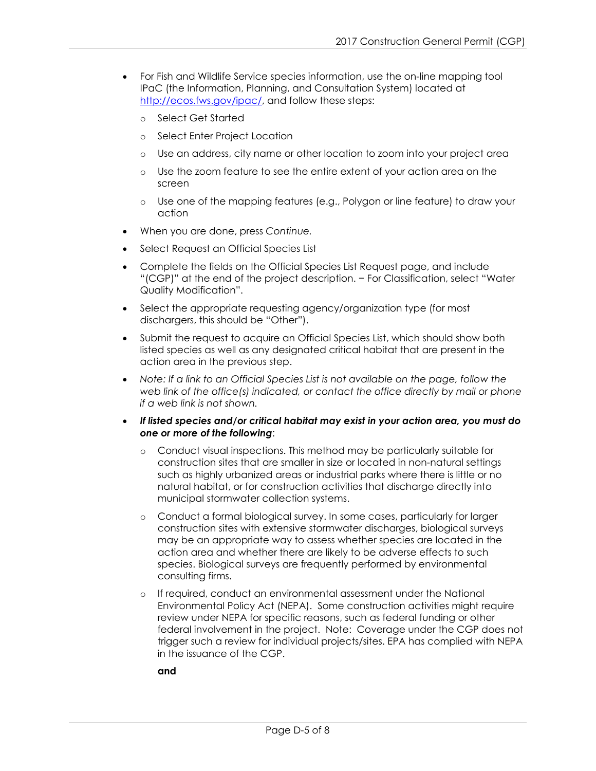- For Fish and Wildlife Service species information, use the on-line mapping tool IPaC (the Information, Planning, and Consultation System) located at http://ecos.fws.gov/ipac/, and follow these steps:
  - Select Get Started
  - Select Enter Project Location
  - Use an address, city name or other location to zoom into your project area
  - Use the zoom feature to see the entire extent of your action area on the screen
  - Use one of the mapping features (e.g., Polygon or line feature) to draw your action
- When you are done, press *Continue.*
- Select Request an Official Species List
- Complete the fields on the Official Species List Request page, and include "(CGP)" at the end of the project description. − For Classification, select "Water Quality Modification".
- Select the appropriate requesting agency/organization type (for most dischargers, this should be "Other").
- Submit the request to acquire an Official Species List, which should show both listed species as well as any designated critical habitat that are present in the action area in the previous step.
- *Note: If a link to an Official Species List is not available on the page, follow the web link of the office(s) indicated, or contact the office directly by mail or phone if a web link is not shown.*
- ***If listed species and/or critical habitat may exist in your action area, you must do one or more of the following***:
  - Conduct visual inspections. This method may be particularly suitable for construction sites that are smaller in size or located in non-natural settings such as highly urbanized areas or industrial parks where there is little or no natural habitat, or for construction activities that discharge directly into municipal stormwater collection systems.
  - Conduct a formal biological survey. In some cases, particularly for larger construction sites with extensive stormwater discharges, biological surveys may be an appropriate way to assess whether species are located in the action area and whether there are likely to be adverse effects to such species. Biological surveys are frequently performed by environmental consulting firms.
  - If required, conduct an environmental assessment under the National Environmental Policy Act (NEPA). Some construction activities might require review under NEPA for specific reasons, such as federal funding or other federal involvement in the project. Note: Coverage under the CGP does not trigger such a review for individual projects/sites. EPA has complied with NEPA in the issuance of the CGP.

    **and**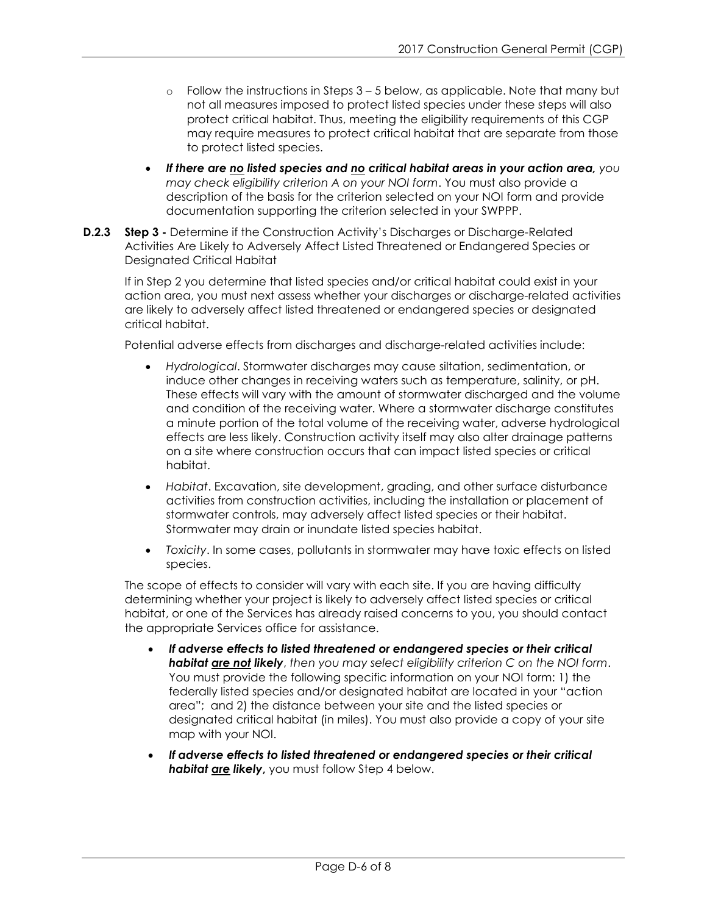- Follow the instructions in Steps 3 – 5 below, as applicable. Note that many but not all measures imposed to protect listed species under these steps will also protect critical habitat. Thus, meeting the eligibility requirements of this CGP may require measures to protect critical habitat that are separate from those to protect listed species.

- ***If there are no listed species and no critical habitat areas in your action area,** you may check eligibility criterion A on your NOI form*. You must also provide a description of the basis for the criterion selected on your NOI form and provide documentation supporting the criterion selected in your SWPPP.

**D.2.3 Step 3 -** Determine if the Construction Activity's Discharges or Discharge-Related Activities Are Likely to Adversely Affect Listed Threatened or Endangered Species or Designated Critical Habitat

If in Step 2 you determine that listed species and/or critical habitat could exist in your action area, you must next assess whether your discharges or discharge-related activities are likely to adversely affect listed threatened or endangered species or designated critical habitat.

Potential adverse effects from discharges and discharge-related activities include:

- *Hydrological*. Stormwater discharges may cause siltation, sedimentation, or induce other changes in receiving waters such as temperature, salinity, or pH. These effects will vary with the amount of stormwater discharged and the volume and condition of the receiving water. Where a stormwater discharge constitutes a minute portion of the total volume of the receiving water, adverse hydrological effects are less likely. Construction activity itself may also alter drainage patterns on a site where construction occurs that can impact listed species or critical habitat.
- *Habitat*. Excavation, site development, grading, and other surface disturbance activities from construction activities, including the installation or placement of stormwater controls, may adversely affect listed species or their habitat. Stormwater may drain or inundate listed species habitat.
- *Toxicity*. In some cases, pollutants in stormwater may have toxic effects on listed species.

The scope of effects to consider will vary with each site. If you are having difficulty determining whether your project is likely to adversely affect listed species or critical habitat, or one of the Services has already raised concerns to you, you should contact the appropriate Services office for assistance.

- ***If adverse effects to listed threatened or endangered species or their critical habitat are not likely**, then you may select eligibility criterion C on the NOI form*. You must provide the following specific information on your NOI form: 1) the federally listed species and/or designated habitat are located in your "action area"; and 2) the distance between your site and the listed species or designated critical habitat (in miles). You must also provide a copy of your site map with your NOI.
- ***If adverse effects to listed threatened or endangered species or their critical habitat are likely,*** you must follow Step 4 below.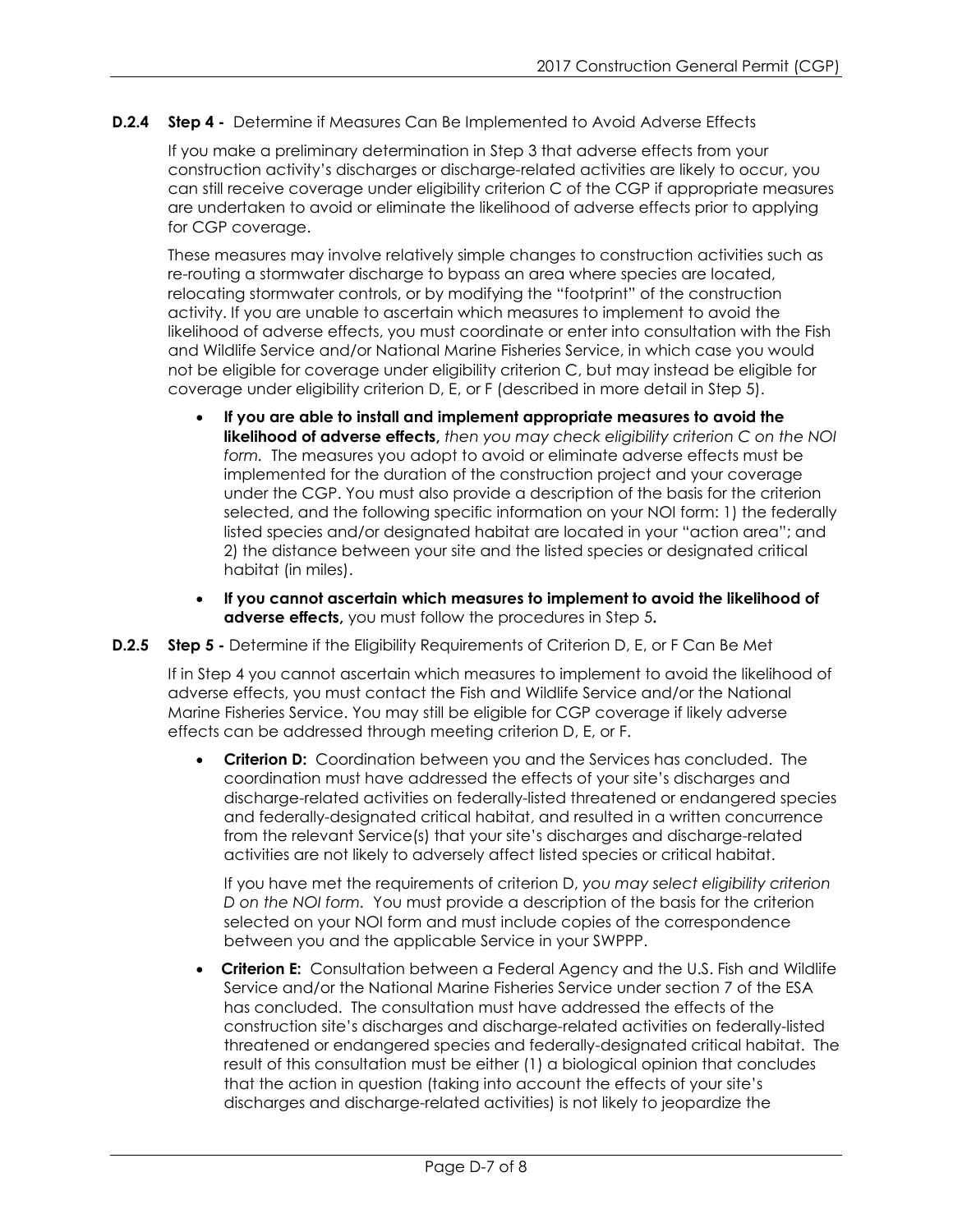### D.2.4 Step 4 - Determine if Measures Can Be Implemented to Avoid Adverse Effects

If you make a preliminary determination in Step 3 that adverse effects from your construction activity's discharges or discharge-related activities are likely to occur, you can still receive coverage under eligibility criterion C of the CGP if appropriate measures are undertaken to avoid or eliminate the likelihood of adverse effects prior to applying for CGP coverage.

These measures may involve relatively simple changes to construction activities such as re-routing a stormwater discharge to bypass an area where species are located, relocating stormwater controls, or by modifying the "footprint" of the construction activity. If you are unable to ascertain which measures to implement to avoid the likelihood of adverse effects, you must coordinate or enter into consultation with the Fish and Wildlife Service and/or National Marine Fisheries Service, in which case you would not be eligible for coverage under eligibility criterion C, but may instead be eligible for coverage under eligibility criterion D, E, or F (described in more detail in Step 5).

- **If you are able to install and implement appropriate measures to avoid the likelihood of adverse effects,** *then you may check eligibility criterion C on the NOI form.* The measures you adopt to avoid or eliminate adverse effects must be implemented for the duration of the construction project and your coverage under the CGP. You must also provide a description of the basis for the criterion selected, and the following specific information on your NOI form: 1) the federally listed species and/or designated habitat are located in your "action area"; and 2) the distance between your site and the listed species or designated critical habitat (in miles).
- **If you cannot ascertain which measures to implement to avoid the likelihood of adverse effects,** you must follow the procedures in Step 5**.**

### D.2.5 Step 5 - Determine if the Eligibility Requirements of Criterion D, E, or F Can Be Met

If in Step 4 you cannot ascertain which measures to implement to avoid the likelihood of adverse effects, you must contact the Fish and Wildlife Service and/or the National Marine Fisheries Service. You may still be eligible for CGP coverage if likely adverse effects can be addressed through meeting criterion D, E, or F.

- **Criterion D:** Coordination between you and the Services has concluded. The coordination must have addressed the effects of your site's discharges and discharge-related activities on federally-listed threatened or endangered species and federally-designated critical habitat, and resulted in a written concurrence from the relevant Service(s) that your site's discharges and discharge-related activities are not likely to adversely affect listed species or critical habitat.

  If you have met the requirements of criterion D, *you may select eligibility criterion D on the NOI form.* You must provide a description of the basis for the criterion selected on your NOI form and must include copies of the correspondence between you and the applicable Service in your SWPPP.

- **Criterion E:** Consultation between a Federal Agency and the U.S. Fish and Wildlife Service and/or the National Marine Fisheries Service under section 7 of the ESA has concluded. The consultation must have addressed the effects of the construction site's discharges and discharge-related activities on federally-listed threatened or endangered species and federally-designated critical habitat. The result of this consultation must be either (1) a biological opinion that concludes that the action in question (taking into account the effects of your site's discharges and discharge-related activities) is not likely to jeopardize the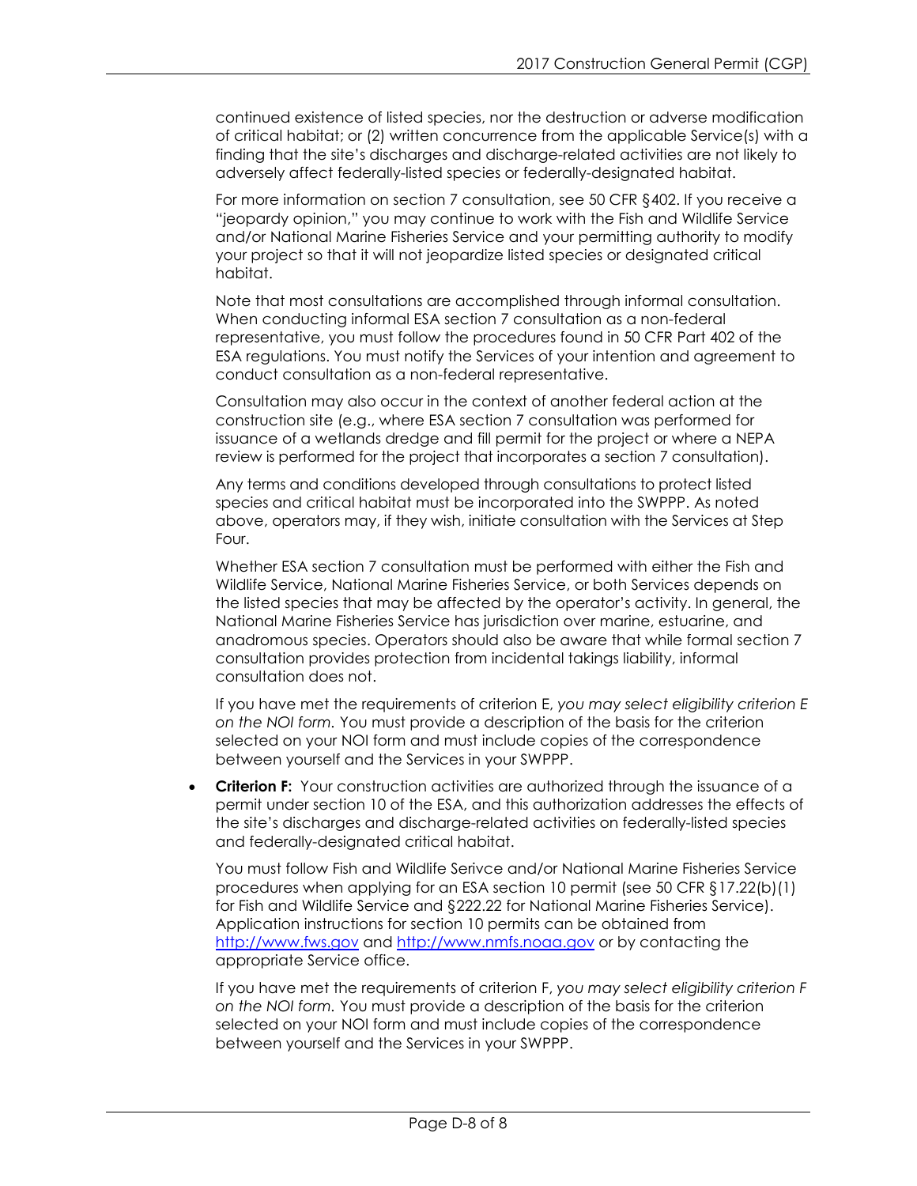continued existence of listed species, nor the destruction or adverse modification of critical habitat; or (2) written concurrence from the applicable Service(s) with a finding that the site's discharges and discharge-related activities are not likely to adversely affect federally-listed species or federally-designated habitat.

For more information on section 7 consultation, see 50 CFR §402. If you receive a "jeopardy opinion," you may continue to work with the Fish and Wildlife Service and/or National Marine Fisheries Service and your permitting authority to modify your project so that it will not jeopardize listed species or designated critical habitat.

Note that most consultations are accomplished through informal consultation. When conducting informal ESA section 7 consultation as a non-federal representative, you must follow the procedures found in 50 CFR Part 402 of the ESA regulations. You must notify the Services of your intention and agreement to conduct consultation as a non-federal representative.

Consultation may also occur in the context of another federal action at the construction site (e.g., where ESA section 7 consultation was performed for issuance of a wetlands dredge and fill permit for the project or where a NEPA review is performed for the project that incorporates a section 7 consultation).

Any terms and conditions developed through consultations to protect listed species and critical habitat must be incorporated into the SWPPP. As noted above, operators may, if they wish, initiate consultation with the Services at Step Four.

Whether ESA section 7 consultation must be performed with either the Fish and Wildlife Service, National Marine Fisheries Service, or both Services depends on the listed species that may be affected by the operator's activity. In general, the National Marine Fisheries Service has jurisdiction over marine, estuarine, and anadromous species. Operators should also be aware that while formal section 7 consultation provides protection from incidental takings liability, informal consultation does not.

If you have met the requirements of criterion E, *you may select eligibility criterion E on the NOI form.* You must provide a description of the basis for the criterion selected on your NOI form and must include copies of the correspondence between yourself and the Services in your SWPPP.

- **Criterion F:** Your construction activities are authorized through the issuance of a permit under section 10 of the ESA, and this authorization addresses the effects of the site's discharges and discharge-related activities on federally-listed species and federally-designated critical habitat.

  You must follow Fish and Wildlife Serivce and/or National Marine Fisheries Service procedures when applying for an ESA section 10 permit (see 50 CFR §17.22(b)(1) for Fish and Wildlife Service and §222.22 for National Marine Fisheries Service). Application instructions for section 10 permits can be obtained from [http://www.fws.gov](http://www.fws.gov) and [http://www.nmfs.noaa.gov](http://www.nmfs.noaa.gov) or by contacting the appropriate Service office.

  If you have met the requirements of criterion F, *you may select eligibility criterion F on the NOI form.* You must provide a description of the basis for the criterion selected on your NOI form and must include copies of the correspondence between yourself and the Services in your SWPPP.